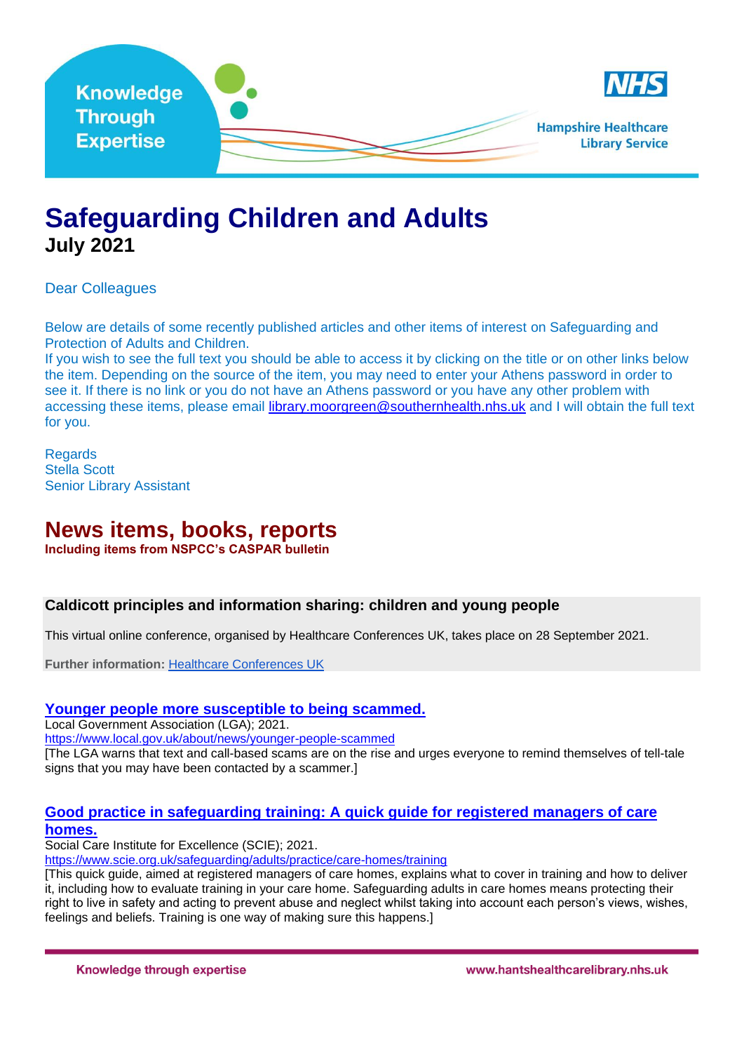Knowledge Through Expertise

Hampshire Healthcare Library Service

# Safeguarding Children and Adults

**July 2021**

Dear Colleagues

Below are details of some recently published articles and other items of interest on Safeguarding and Protection of Adults and Children.
If you wish to see the full text you should be able to access it by clicking on the title or on other links below the item. Depending on the source of the item, you may need to enter your Athens password in order to see it. If there is no link or you do not have an Athens password or you have any other problem with accessing these items, please email library.moorgreen@southernhealth.nhs.uk and I will obtain the full text for you.

Regards
Stella Scott
Senior Library Assistant

## News items, books, reports

**Including items from NSPCC's CASPAR bulletin**

### Caldicott principles and information sharing: children and young people

This virtual online conference, organised by Healthcare Conferences UK, takes place on 28 September 2021.

**Further information:** Healthcare Conferences UK

### Younger people more susceptible to being scammed.

Local Government Association (LGA); 2021.
https://www.local.gov.uk/about/news/younger-people-scammed
[The LGA warns that text and call-based scams are on the rise and urges everyone to remind themselves of tell-tale signs that you may have been contacted by a scammer.]

### Good practice in safeguarding training: A quick guide for registered managers of care homes.

Social Care Institute for Excellence (SCIE); 2021.
https://www.scie.org.uk/safeguarding/adults/practice/care-homes/training
[This quick guide, aimed at registered managers of care homes, explains what to cover in training and how to deliver it, including how to evaluate training in your care home. Safeguarding adults in care homes means protecting their right to live in safety and acting to prevent abuse and neglect whilst taking into account each person's views, wishes, feelings and beliefs. Training is one way of making sure this happens.]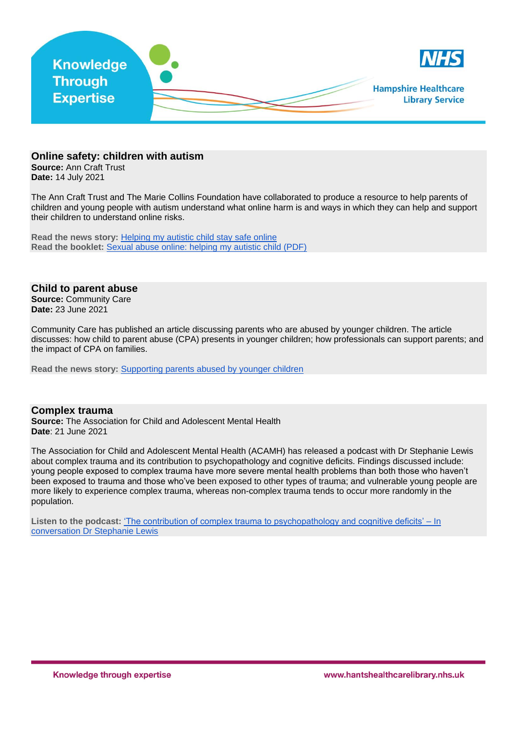## Online safety: children with autism

**Source:** Ann Craft Trust
**Date:** 14 July 2021

The Ann Craft Trust and The Marie Collins Foundation have collaborated to produce a resource to help parents of children and young people with autism understand what online harm is and ways in which they can help and support their children to understand online risks.

**Read the news story:** Helping my autistic child stay safe online
**Read the booklet:** Sexual abuse online: helping my autistic child (PDF)

## Child to parent abuse

**Source:** Community Care
**Date:** 23 June 2021

Community Care has published an article discussing parents who are abused by younger children. The article discusses: how child to parent abuse (CPA) presents in younger children; how professionals can support parents; and the impact of CPA on families.

**Read the news story:** Supporting parents abused by younger children

## Complex trauma

**Source:** The Association for Child and Adolescent Mental Health
**Date**: 21 June 2021

The Association for Child and Adolescent Mental Health (ACAMH) has released a podcast with Dr Stephanie Lewis about complex trauma and its contribution to psychopathology and cognitive deficits. Findings discussed include: young people exposed to complex trauma have more severe mental health problems than both those who haven't been exposed to trauma and those who've been exposed to other types of trauma; and vulnerable young people are more likely to experience complex trauma, whereas non-complex trauma tends to occur more randomly in the population.

**Listen to the podcast:** 'The contribution of complex trauma to psychopathology and cognitive deficits' – In conversation Dr Stephanie Lewis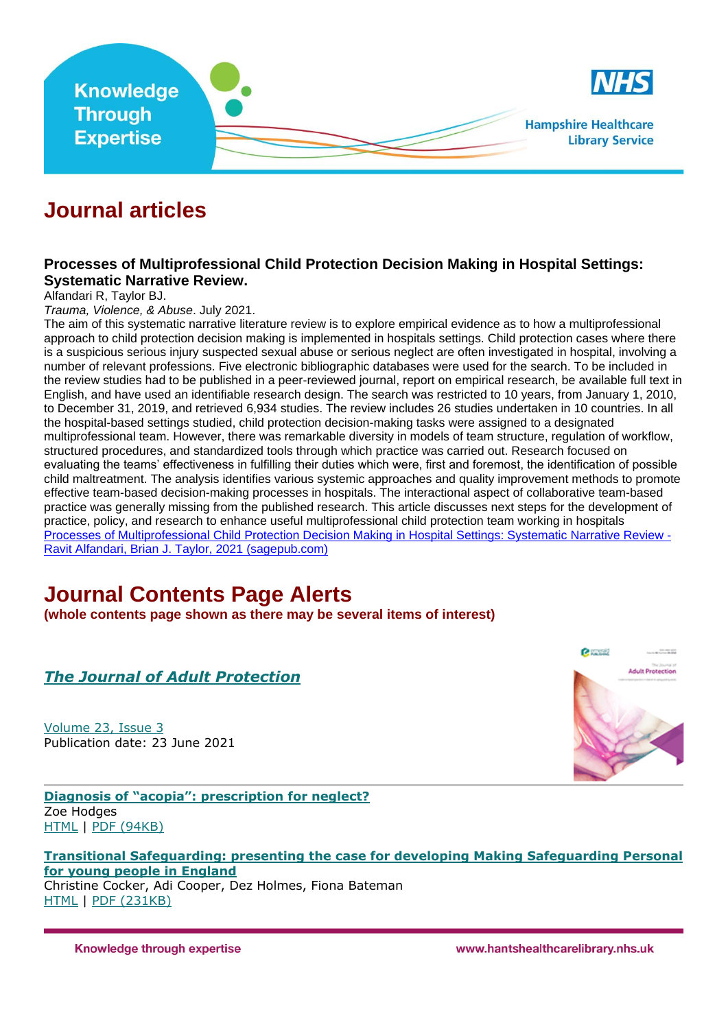# Journal articles

**Processes of Multiprofessional Child Protection Decision Making in Hospital Settings: Systematic Narrative Review.**
Alfandari R, Taylor BJ.
*Trauma, Violence, & Abuse*. July 2021.
The aim of this systematic narrative literature review is to explore empirical evidence as to how a multiprofessional approach to child protection decision making is implemented in hospitals settings. Child protection cases where there is a suspicious serious injury suspected sexual abuse or serious neglect are often investigated in hospital, involving a number of relevant professions. Five electronic bibliographic databases were used for the search. To be included in the review studies had to be published in a peer-reviewed journal, report on empirical research, be available full text in English, and have used an identifiable research design. The search was restricted to 10 years, from January 1, 2010, to December 31, 2019, and retrieved 6,934 studies. The review includes 26 studies undertaken in 10 countries. In all the hospital-based settings studied, child protection decision-making tasks were assigned to a designated multiprofessional team. However, there was remarkable diversity in models of team structure, regulation of workflow, structured procedures, and standardized tools through which practice was carried out. Research focused on evaluating the teams' effectiveness in fulfilling their duties which were, first and foremost, the identification of possible child maltreatment. The analysis identifies various systemic approaches and quality improvement methods to promote effective team-based decision-making processes in hospitals. The interactional aspect of collaborative team-based practice was generally missing from the published research. This article discusses next steps for the development of practice, policy, and research to enhance useful multiprofessional child protection team working in hospitals
[Processes of Multiprofessional Child Protection Decision Making in Hospital Settings: Systematic Narrative Review - Ravit Alfandari, Brian J. Taylor, 2021 (sagepub.com)]

# Journal Contents Page Alerts

**(whole contents page shown as there may be several items of interest)**

## *The Journal of Adult Protection*

Volume 23, Issue 3
Publication date: 23 June 2021

**Diagnosis of "acopia": prescription for neglect?**
Zoe Hodges
HTML | PDF (94KB)

**Transitional Safeguarding: presenting the case for developing Making Safeguarding Personal for young people in England**
Christine Cocker, Adi Cooper, Dez Holmes, Fiona Bateman
HTML | PDF (231KB)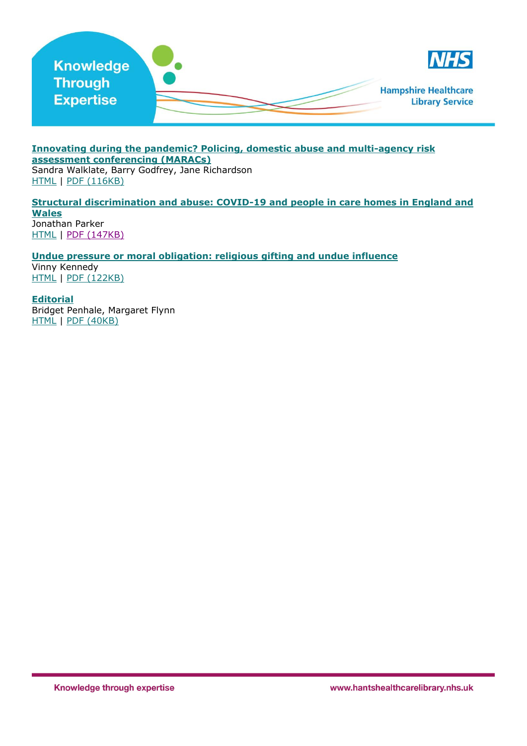**Innovating during the pandemic? Policing, domestic abuse and multi-agency risk assessment conferencing (MARACs)**
Sandra Walklate, Barry Godfrey, Jane Richardson
HTML | PDF (116KB)

**Structural discrimination and abuse: COVID-19 and people in care homes in England and Wales**
Jonathan Parker
HTML | PDF (147KB)

**Undue pressure or moral obligation: religious gifting and undue influence**
Vinny Kennedy
HTML | PDF (122KB)

**Editorial**
Bridget Penhale, Margaret Flynn
HTML | PDF (40KB)